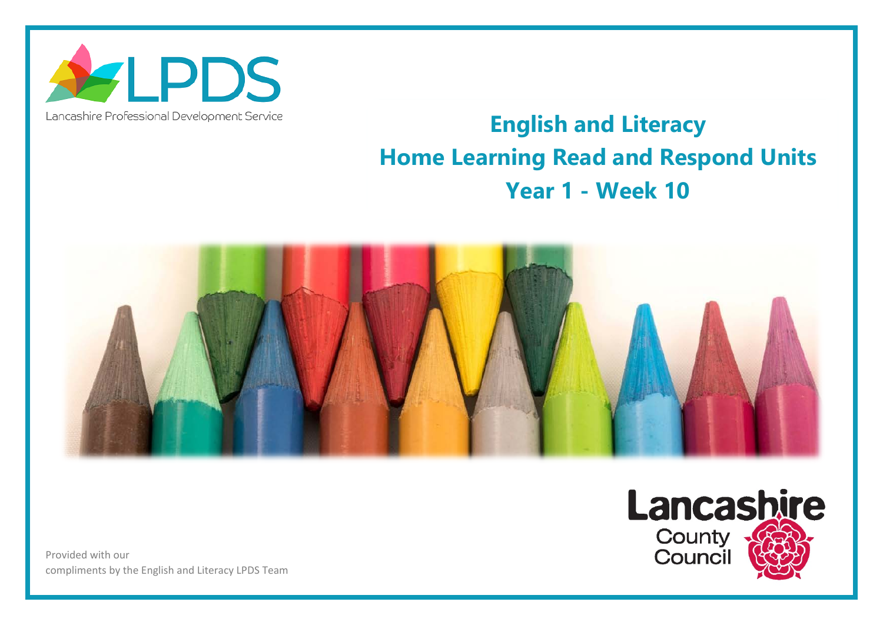LPDS

Lancashire Professional Development Service

# English and Literacy

# Home Learning Read and Respond Units

# Year 1 - Week 10

Lancashire County Council

Provided with our compliments by the English and Literacy LPDS Team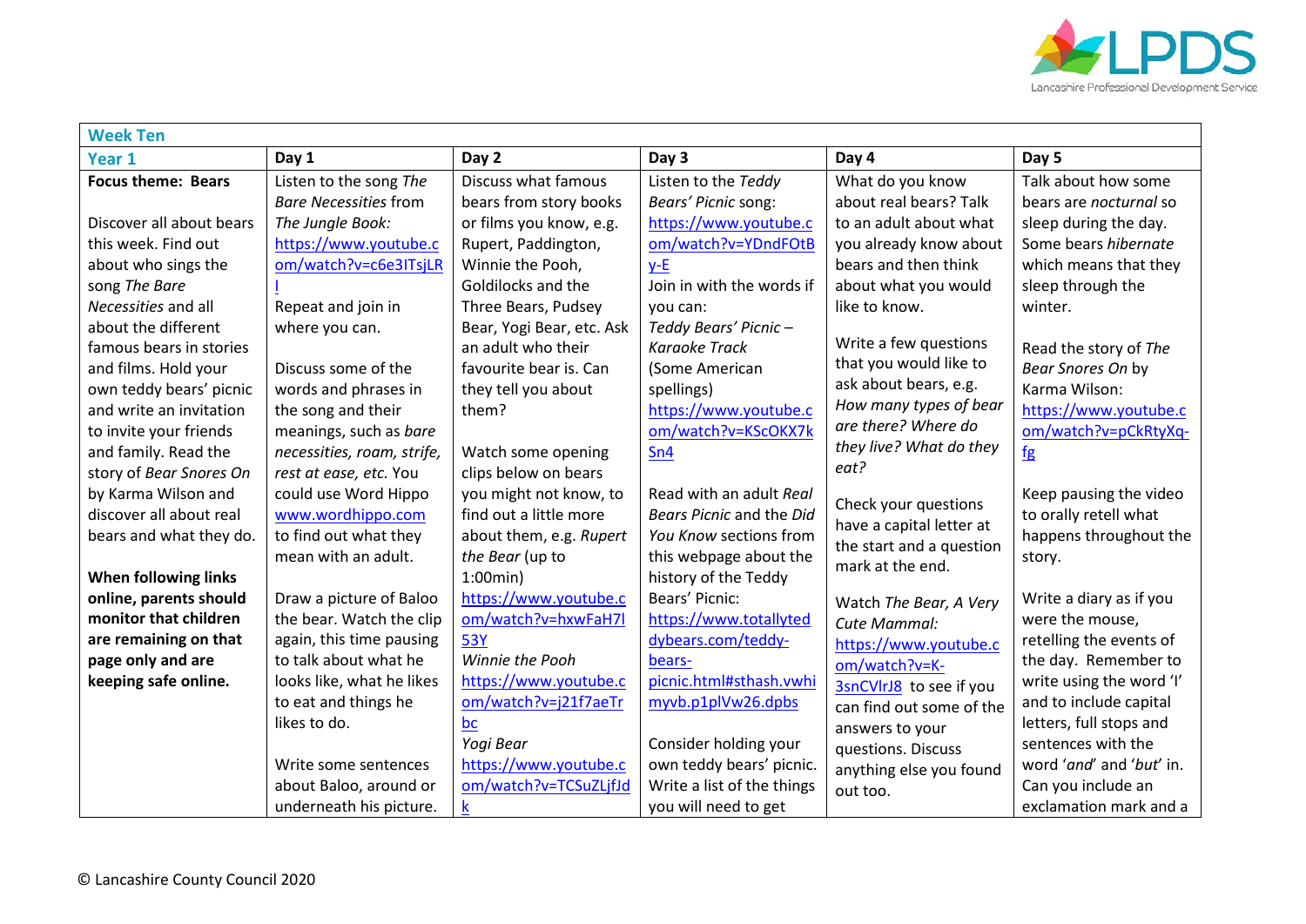| Week Ten | | | | | |
|---|---|---|---|---|---|
| **Year 1** | **Day 1** | **Day 2** | **Day 3** | **Day 4** | **Day 5** |
| **Focus theme: Bears**<br><br>Discover all about bears this week. Find out about who sings the song *The Bare Necessities* and all about the different famous bears in stories and films. Hold your own teddy bears' picnic and write an invitation to invite your friends and family. Read the story of *Bear Snores On* by Karma Wilson and discover all about real bears and what they do.<br><br>**When following links online, parents should monitor that children are remaining on that page only and are keeping safe online.** | Listen to the song *The Bare Necessities* from *The Jungle Book*: https://www.youtube.com/watch?v=c6e3ITsjLRI<br>Repeat and join in where you can.<br><br>Discuss some of the words and phrases in the song and their meanings, such as *bare necessities, roam, strife, rest at ease, etc.* You could use Word Hippo www.wordhippo.com to find out what they mean with an adult.<br><br>Draw a picture of Baloo the bear. Watch the clip again, this time pausing to talk about what he looks like, what he likes to eat and things he likes to do.<br><br>Write some sentences about Baloo, around or underneath his picture. | Discuss what famous bears from story books or films you know, e.g. Rupert, Paddington, Winnie the Pooh, Goldilocks and the Three Bears, Pudsey Bear, Yogi Bear, etc. Ask an adult who their favourite bear is. Can they tell you about them?<br><br>Watch some opening clips below on bears you might not know, to find out a little more about them, e.g. *Rupert the Bear* (up to 1:00min)<br>https://www.youtube.com/watch?v=hxwFaH7l53Y<br>*Winnie the Pooh*<br>https://www.youtube.com/watch?v=j21f7aeTrbc<br>*Yogi Bear*<br>https://www.youtube.com/watch?v=TCSuZLjfJdk | Listen to the *Teddy Bears' Picnic* song: https://www.youtube.com/watch?v=YDndFOtBy-E<br>Join in with the words if you can:<br>*Teddy Bears' Picnic – Karaoke Track*<br>(Some American spellings)<br>https://www.youtube.com/watch?v=KScOKX7kSn4<br><br>Read with an adult *Real Bears Picnic* and the *Did You Know* sections from this webpage about the history of the Teddy Bears' Picnic:<br>https://www.totallyteddybears.com/teddy-bears-picnic.html#sthash.vwhimyvb.p1plVw26.dpbs<br><br>Consider holding your own teddy bears' picnic. Write a list of the things you will need to get | What do you know about real bears? Talk to an adult about what you already know about bears and then think about what you would like to know.<br><br>Write a few questions that you would like to ask about bears, e.g. *How many types of bear are there? Where do they live? What do they eat?*<br><br>Check your questions have a capital letter at the start and a question mark at the end.<br><br>Watch *The Bear, A Very Cute Mammal:* https://www.youtube.com/watch?v=K-3snCVlrJ8 to see if you can find out some of the answers to your questions. Discuss anything else you found out too. | Talk about how some bears are *nocturnal* so sleep during the day. Some bears *hibernate* which means that they sleep through the winter.<br><br>Read the story of *The Bear Snores On* by Karma Wilson: https://www.youtube.com/watch?v=pCkRtyXq-fg<br><br>Keep pausing the video to orally retell what happens throughout the story.<br><br>Write a diary as if you were the mouse, retelling the events of the day. Remember to write using the word 'I' and to include capital letters, full stops and sentences with the word '*and*' and '*but*' in. Can you include an exclamation mark and a |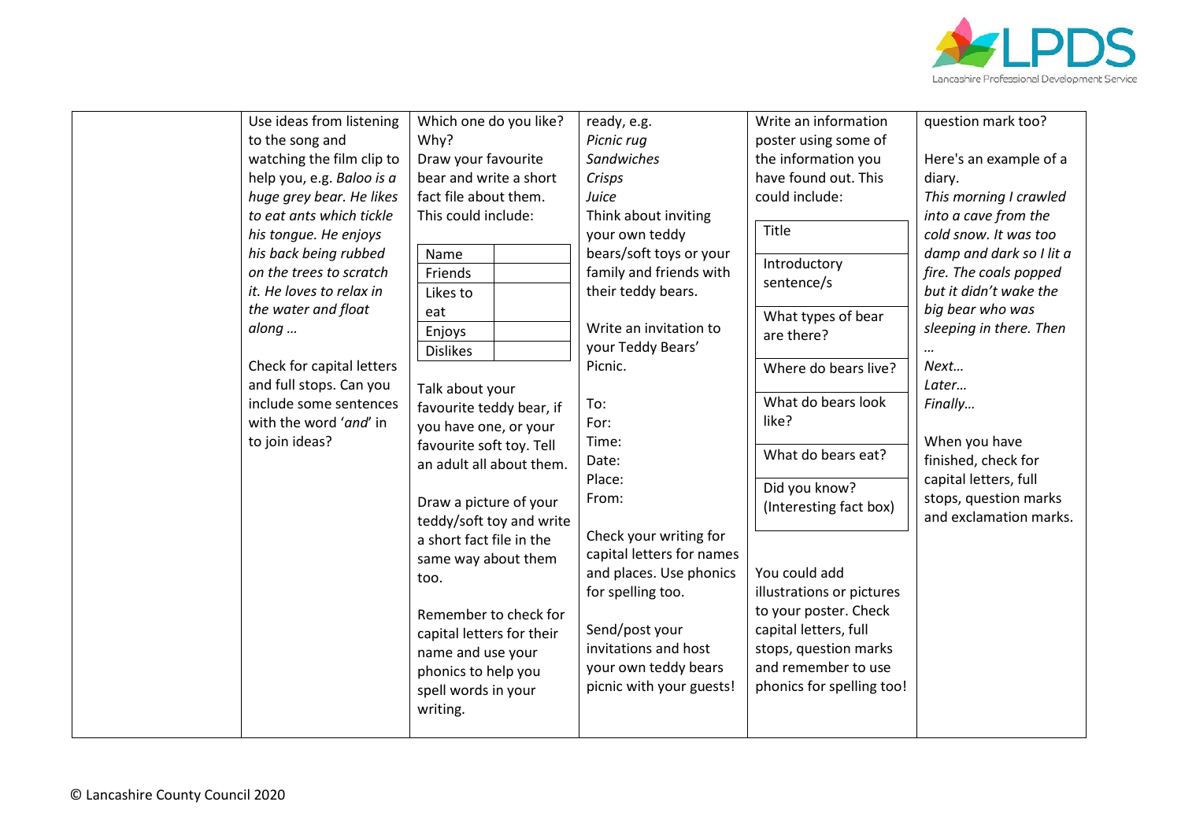| | | | | | |
|---|---|---|---|---|---|
| | Use ideas from listening to the song and watching the film clip to help you, e.g. *Baloo is a huge grey bear. He likes to eat ants which tickle his tongue. He enjoys his back being rubbed on the trees to scratch it. He loves to relax in the water and float along …*<br><br>Check for capital letters and full stops. Can you include some sentences with the word '*and*' in to join ideas? | Which one do you like? Why?<br>Draw your favourite bear and write a short fact file about them. This could include:<br><br>Name<br>Friends<br>Likes to eat<br>Enjoys<br>Dislikes<br><br>Talk about your favourite teddy bear, if you have one, or your favourite soft toy. Tell an adult all about them.<br><br>Draw a picture of your teddy/soft toy and write a short fact file in the same way about them too.<br><br>Remember to check for capital letters for their name and use your phonics to help you spell words in your writing. | ready, e.g.<br>*Picnic rug*<br>*Sandwiches*<br>*Crisps*<br>*Juice*<br>Think about inviting your own teddy bears/soft toys or your family and friends with their teddy bears.<br><br>Write an invitation to your Teddy Bears' Picnic.<br><br>To:<br>For:<br>Time:<br>Date:<br>Place:<br>From:<br><br>Check your writing for capital letters for names and places. Use phonics for spelling too.<br><br>Send/post your invitations and host your own teddy bears picnic with your guests! | Write an information poster using some of the information you have found out. This could include:<br><br>Title<br>Introductory sentence/s<br>What types of bear are there?<br>Where do bears live?<br>What do bears look like?<br>What do bears eat?<br>Did you know? (Interesting fact box)<br><br>You could add illustrations or pictures to your poster. Check capital letters, full stops, question marks and remember to use phonics for spelling too! | question mark too?<br><br>Here's an example of a diary.<br>*This morning I crawled into a cave from the cold snow. It was too damp and dark so I lit a fire. The coals popped but it didn't wake the big bear who was sleeping in there. Then …*<br>*Next…*<br>*Later…*<br>*Finally…*<br><br>When you have finished, check for capital letters, full stops, question marks and exclamation marks. |

© Lancashire County Council 2020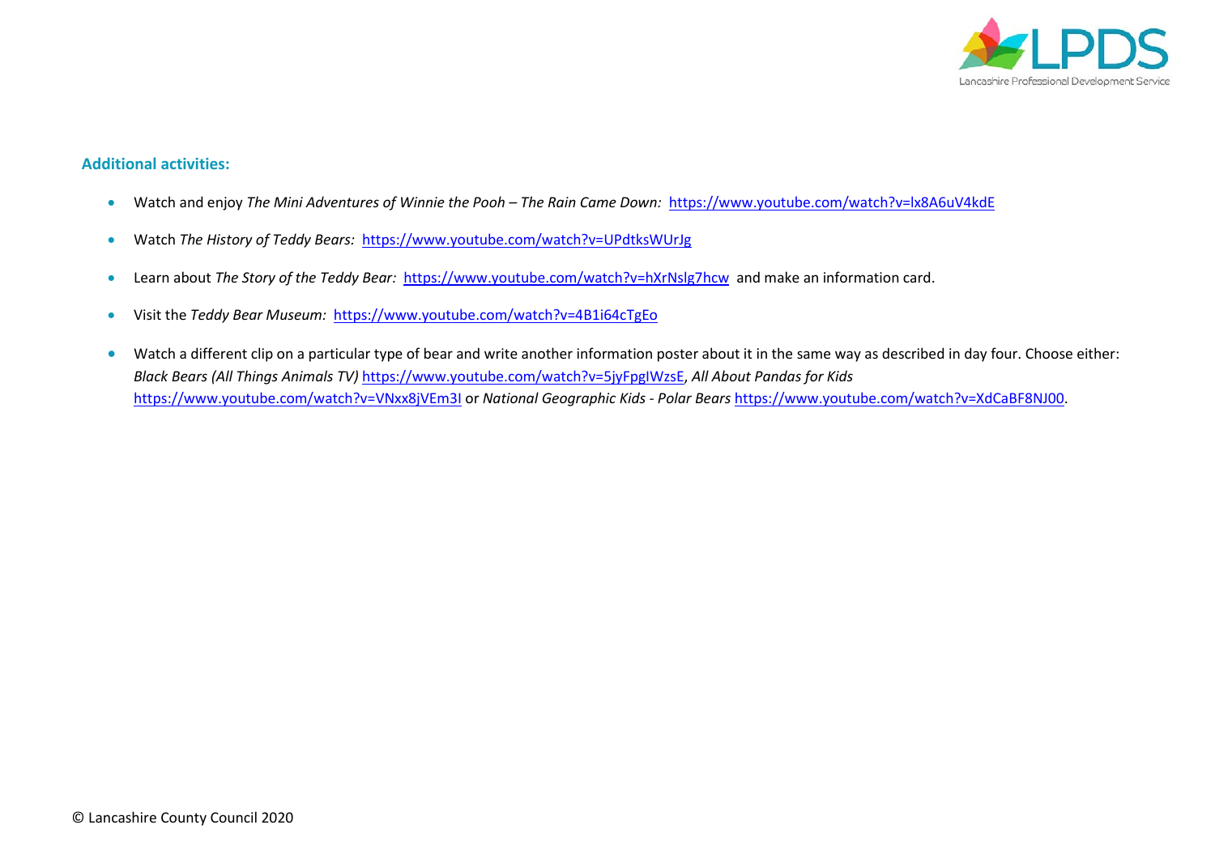**Additional activities:**

- Watch and enjoy *The Mini Adventures of Winnie the Pooh – The Rain Came Down:* https://www.youtube.com/watch?v=lx8A6uV4kdE
- Watch *The History of Teddy Bears:* https://www.youtube.com/watch?v=UPdtksWUrJg
- Learn about *The Story of the Teddy Bear:* https://www.youtube.com/watch?v=hXrNslg7hcw and make an information card.
- Visit the *Teddy Bear Museum:* https://www.youtube.com/watch?v=4B1i64cTgEo
- Watch a different clip on a particular type of bear and write another information poster about it in the same way as described in day four. Choose either: *Black Bears (All Things Animals TV)* https://www.youtube.com/watch?v=5jyFpgIWzsE, *All About Pandas for Kids* https://www.youtube.com/watch?v=VNxx8jVEm3I or *National Geographic Kids - Polar Bears* https://www.youtube.com/watch?v=XdCaBF8NJ00.

© Lancashire County Council 2020